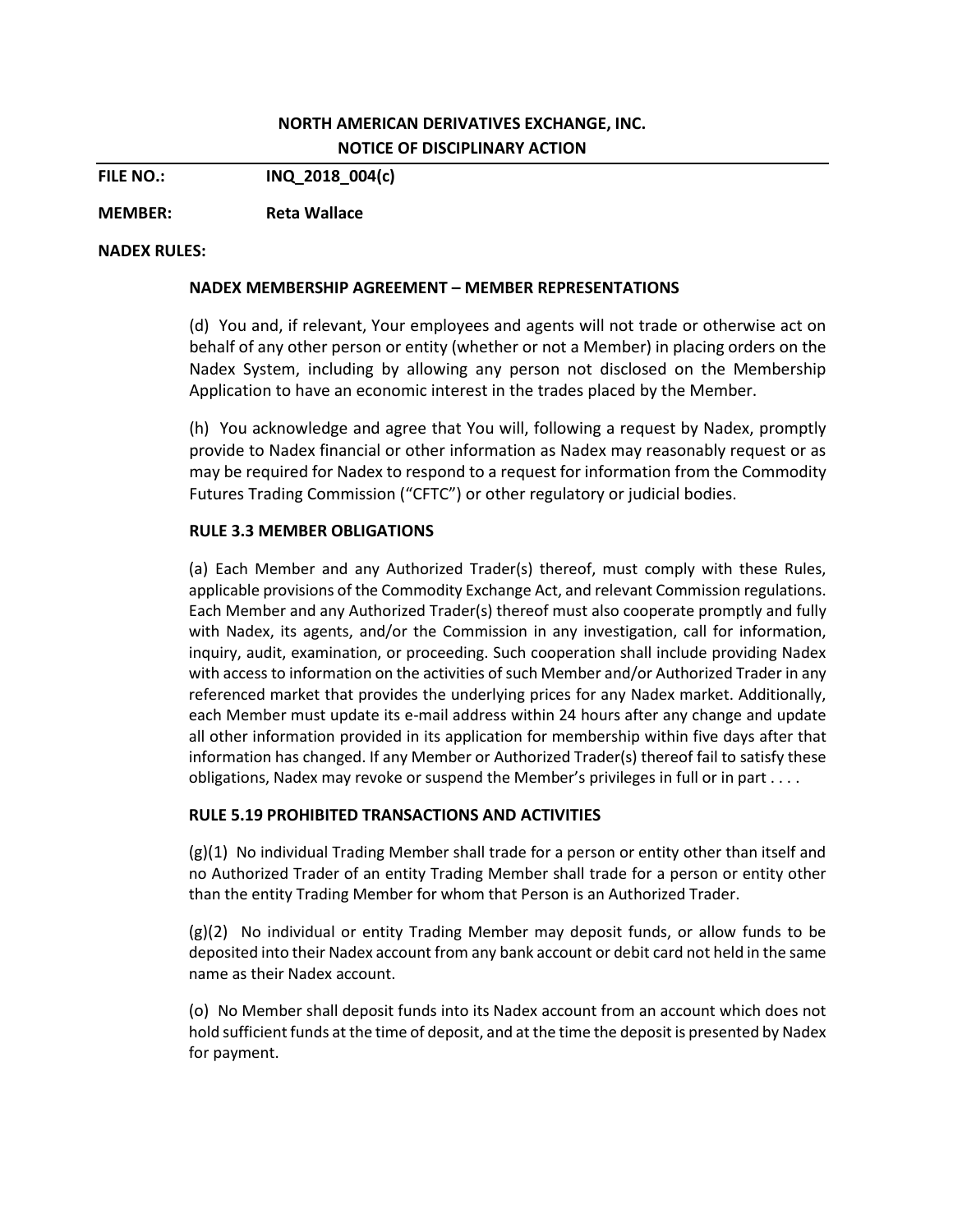**NORTH AMERICAN DERIVATIVES EXCHANGE, INC.**
**NOTICE OF DISCIPLINARY ACTION**

---

**FILE NO.:** **INQ_2018_004(c)**

**MEMBER:** **Reta Wallace**

**NADEX RULES:**

**NADEX MEMBERSHIP AGREEMENT – MEMBER REPRESENTATIONS**

(d) You and, if relevant, Your employees and agents will not trade or otherwise act on behalf of any other person or entity (whether or not a Member) in placing orders on the Nadex System, including by allowing any person not disclosed on the Membership Application to have an economic interest in the trades placed by the Member.

(h) You acknowledge and agree that You will, following a request by Nadex, promptly provide to Nadex financial or other information as Nadex may reasonably request or as may be required for Nadex to respond to a request for information from the Commodity Futures Trading Commission ("CFTC") or other regulatory or judicial bodies.

**RULE 3.3 MEMBER OBLIGATIONS**

(a) Each Member and any Authorized Trader(s) thereof, must comply with these Rules, applicable provisions of the Commodity Exchange Act, and relevant Commission regulations. Each Member and any Authorized Trader(s) thereof must also cooperate promptly and fully with Nadex, its agents, and/or the Commission in any investigation, call for information, inquiry, audit, examination, or proceeding. Such cooperation shall include providing Nadex with access to information on the activities of such Member and/or Authorized Trader in any referenced market that provides the underlying prices for any Nadex market. Additionally, each Member must update its e-mail address within 24 hours after any change and update all other information provided in its application for membership within five days after that information has changed. If any Member or Authorized Trader(s) thereof fail to satisfy these obligations, Nadex may revoke or suspend the Member's privileges in full or in part . . . .

**RULE 5.19 PROHIBITED TRANSACTIONS AND ACTIVITIES**

(g)(1) No individual Trading Member shall trade for a person or entity other than itself and no Authorized Trader of an entity Trading Member shall trade for a person or entity other than the entity Trading Member for whom that Person is an Authorized Trader.

(g)(2) No individual or entity Trading Member may deposit funds, or allow funds to be deposited into their Nadex account from any bank account or debit card not held in the same name as their Nadex account.

(o) No Member shall deposit funds into its Nadex account from an account which does not hold sufficient funds at the time of deposit, and at the time the deposit is presented by Nadex for payment.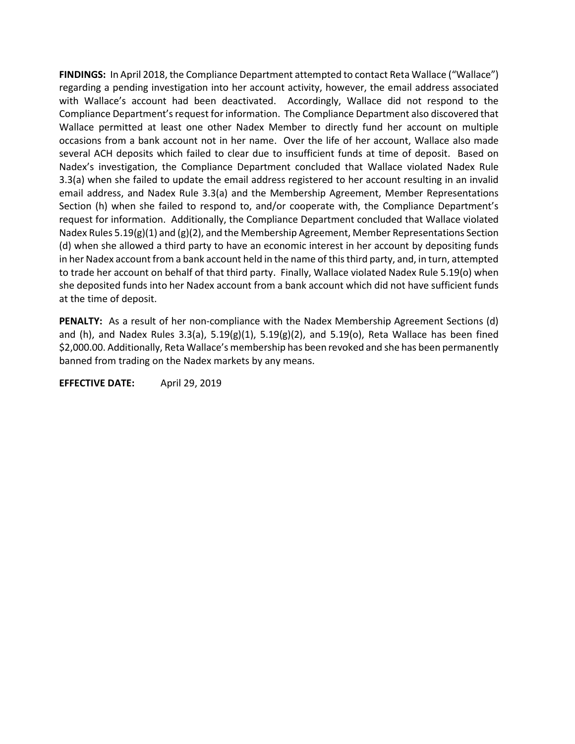**FINDINGS:** In April 2018, the Compliance Department attempted to contact Reta Wallace ("Wallace") regarding a pending investigation into her account activity, however, the email address associated with Wallace's account had been deactivated. Accordingly, Wallace did not respond to the Compliance Department's request for information. The Compliance Department also discovered that Wallace permitted at least one other Nadex Member to directly fund her account on multiple occasions from a bank account not in her name. Over the life of her account, Wallace also made several ACH deposits which failed to clear due to insufficient funds at time of deposit. Based on Nadex's investigation, the Compliance Department concluded that Wallace violated Nadex Rule 3.3(a) when she failed to update the email address registered to her account resulting in an invalid email address, and Nadex Rule 3.3(a) and the Membership Agreement, Member Representations Section (h) when she failed to respond to, and/or cooperate with, the Compliance Department's request for information. Additionally, the Compliance Department concluded that Wallace violated Nadex Rules 5.19(g)(1) and (g)(2), and the Membership Agreement, Member Representations Section (d) when she allowed a third party to have an economic interest in her account by depositing funds in her Nadex account from a bank account held in the name of this third party, and, in turn, attempted to trade her account on behalf of that third party. Finally, Wallace violated Nadex Rule 5.19(o) when she deposited funds into her Nadex account from a bank account which did not have sufficient funds at the time of deposit.

**PENALTY:** As a result of her non-compliance with the Nadex Membership Agreement Sections (d) and (h), and Nadex Rules 3.3(a), 5.19(g)(1), 5.19(g)(2), and 5.19(o), Reta Wallace has been fined $2,000.00. Additionally, Reta Wallace's membership has been revoked and she has been permanently banned from trading on the Nadex markets by any means.

**EFFECTIVE DATE:** April 29, 2019